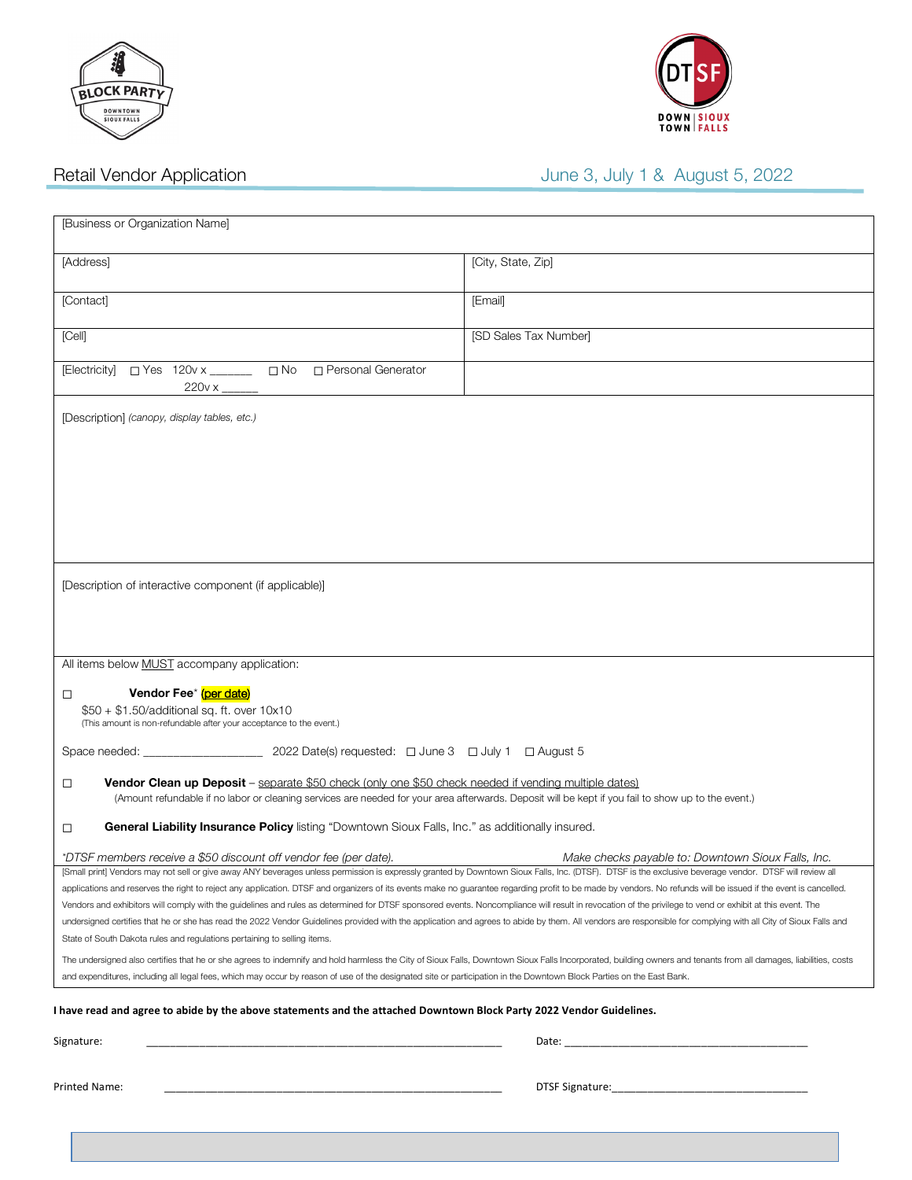BLOCK PARTY
DOWNTOWN SIOUX FALLS

DTSF
DOWNTOWN | SIOUX FALLS

## Retail Vendor Application

June 3, July 1 & August 5, 2022

| [Business or Organization Name] | |
|---|---|
| [Address] | [City, State, Zip] |
| [Contact] | [Email] |
| [Cell] | [SD Sales Tax Number] |
| [Electricity] ☐ Yes 120v x _______ ☐ No ☐ Personal Generator<br>220v x ______ | |

[Description] *(canopy, display tables, etc.)*

[Description of interactive component (if applicable)]

All items below MUST accompany application:

☐ **Vendor Fee*** (per date)
$50 + $1.50/additional sq. ft. over 10x10
(This amount is non-refundable after your acceptance to the event.)

Space needed: ___________________ 2022 Date(s) requested: ☐ June 3 ☐ July 1 ☐ August 5

☐ **Vendor Clean up Deposit** – separate $50 check (only one $50 check needed if vending multiple dates)
(Amount refundable if no labor or cleaning services are needed for your area afterwards. Deposit will be kept if you fail to show up to the event.)

☐ **General Liability Insurance Policy** listing "Downtown Sioux Falls, Inc." as additionally insured.

*\*DTSF members receive a $50 discount off vendor fee (per date).* *Make checks payable to: Downtown Sioux Falls, Inc.*

[Small print] Vendors may not sell or give away ANY beverages unless permission is expressly granted by Downtown Sioux Falls, Inc. (DTSF). DTSF is the exclusive beverage vendor. DTSF will review all applications and reserves the right to reject any application. DTSF and organizers of its events make no guarantee regarding profit to be made by vendors. No refunds will be issued if the event is cancelled. Vendors and exhibitors will comply with the guidelines and rules as determined for DTSF sponsored events. Noncompliance will result in revocation of the privilege to vend or exhibit at this event. The undersigned certifies that he or she has read the 2022 Vendor Guidelines provided with the application and agrees to abide by them. All vendors are responsible for complying with all City of Sioux Falls and State of South Dakota rules and regulations pertaining to selling items.

The undersigned also certifies that he or she agrees to indemnify and hold harmless the City of Sioux Falls, Downtown Sioux Falls Incorporated, building owners and tenants from all damages, liabilities, costs and expenditures, including all legal fees, which may occur by reason of use of the designated site or participation in the Downtown Block Parties on the East Bank.

**I have read and agree to abide by the above statements and the attached Downtown Block Party 2022 Vendor Guidelines.**

Signature: ____________________________________________ Date: ______________________________

Printed Name: ____________________________________________ DTSF Signature: ______________________________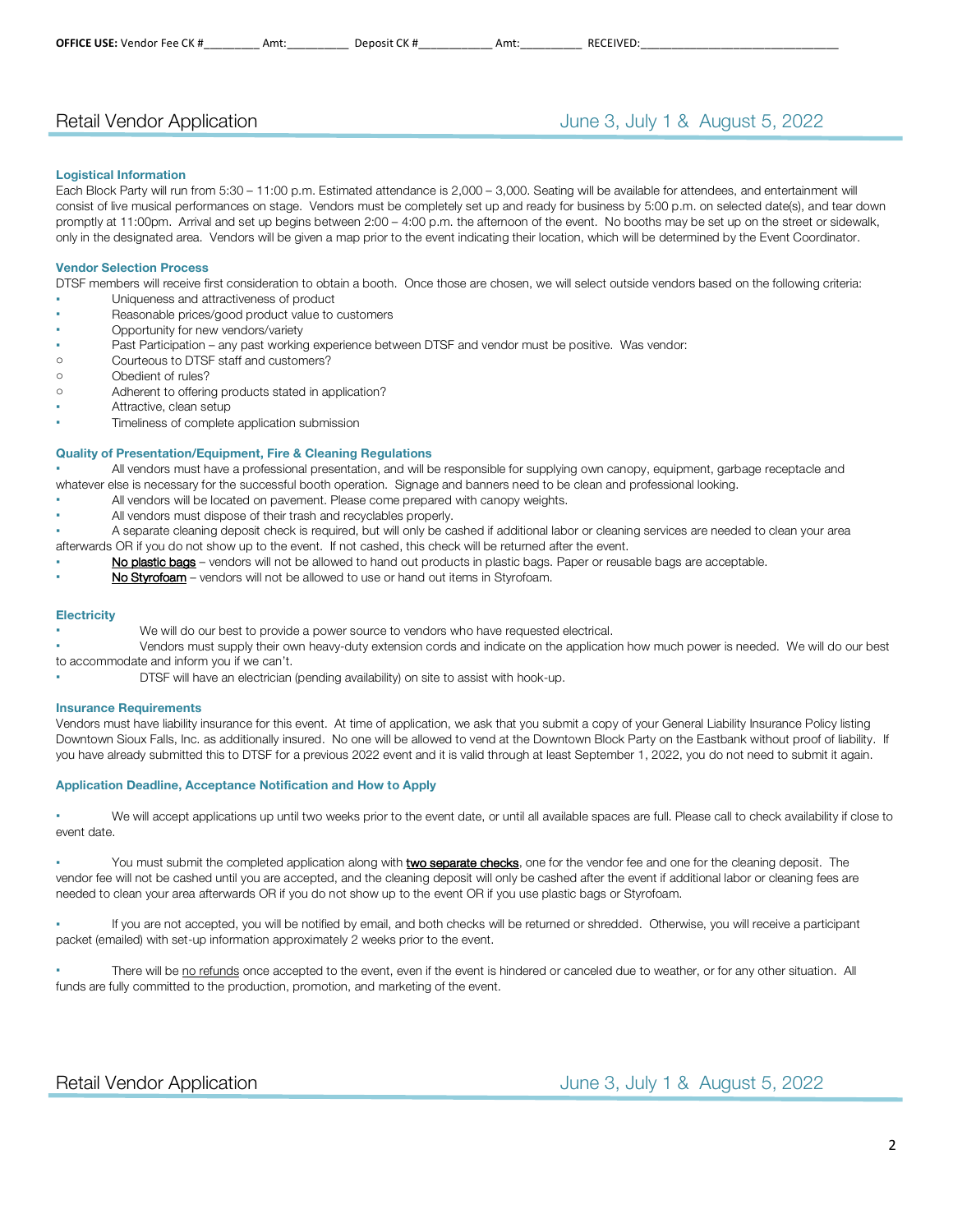**OFFICE USE:** Vendor Fee CK #_________ Amt:__________ Deposit CK #____________ Amt:__________ RECEIVED:_________________________________

# Retail Vendor Application — June 3, July 1 & August 5, 2022

### Logistical Information

Each Block Party will run from 5:30 – 11:00 p.m. Estimated attendance is 2,000 – 3,000. Seating will be available for attendees, and entertainment will consist of live musical performances on stage. Vendors must be completely set up and ready for business by 5:00 p.m. on selected date(s), and tear down promptly at 11:00pm. Arrival and set up begins between 2:00 – 4:00 p.m. the afternoon of the event. No booths may be set up on the street or sidewalk, only in the designated area. Vendors will be given a map prior to the event indicating their location, which will be determined by the Event Coordinator.

### Vendor Selection Process

DTSF members will receive first consideration to obtain a booth. Once those are chosen, we will select outside vendors based on the following criteria:

- Uniqueness and attractiveness of product
- Reasonable prices/good product value to customers
- Opportunity for new vendors/variety
- Past Participation – any past working experience between DTSF and vendor must be positive. Was vendor:
  - Courteous to DTSF staff and customers?
  - Obedient of rules?
  - Adherent to offering products stated in application?
- Attractive, clean setup
- Timeliness of complete application submission

### Quality of Presentation/Equipment, Fire & Cleaning Regulations

- All vendors must have a professional presentation, and will be responsible for supplying own canopy, equipment, garbage receptacle and whatever else is necessary for the successful booth operation. Signage and banners need to be clean and professional looking.
- All vendors will be located on pavement. Please come prepared with canopy weights.
- All vendors must dispose of their trash and recyclables properly.
- A separate cleaning deposit check is required, but will only be cashed if additional labor or cleaning services are needed to clean your area afterwards OR if you do not show up to the event. If not cashed, this check will be returned after the event.
- <u>No plastic bags</u> – vendors will not be allowed to hand out products in plastic bags. Paper or reusable bags are acceptable.
- <u>No Styrofoam</u> – vendors will not be allowed to use or hand out items in Styrofoam.

### Electricity

- We will do our best to provide a power source to vendors who have requested electrical.
- Vendors must supply their own heavy-duty extension cords and indicate on the application how much power is needed. We will do our best to accommodate and inform you if we can't.
- DTSF will have an electrician (pending availability) on site to assist with hook-up.

### Insurance Requirements

Vendors must have liability insurance for this event. At time of application, we ask that you submit a copy of your General Liability Insurance Policy listing Downtown Sioux Falls, Inc. as additionally insured. No one will be allowed to vend at the Downtown Block Party on the Eastbank without proof of liability. If you have already submitted this to DTSF for a previous 2022 event and it is valid through at least September 1, 2022, you do not need to submit it again.

### Application Deadline, Acceptance Notification and How to Apply

- We will accept applications up until two weeks prior to the event date, or until all available spaces are full. Please call to check availability if close to event date.
- You must submit the completed application along with <u>two separate checks</u>, one for the vendor fee and one for the cleaning deposit. The vendor fee will not be cashed until you are accepted, and the cleaning deposit will only be cashed after the event if additional labor or cleaning fees are needed to clean your area afterwards OR if you do not show up to the event OR if you use plastic bags or Styrofoam.
- If you are not accepted, you will be notified by email, and both checks will be returned or shredded. Otherwise, you will receive a participant packet (emailed) with set-up information approximately 2 weeks prior to the event.
- There will be <u>no refunds</u> once accepted to the event, even if the event is hindered or canceled due to weather, or for any other situation. All funds are fully committed to the production, promotion, and marketing of the event.

# Retail Vendor Application — June 3, July 1 & August 5, 2022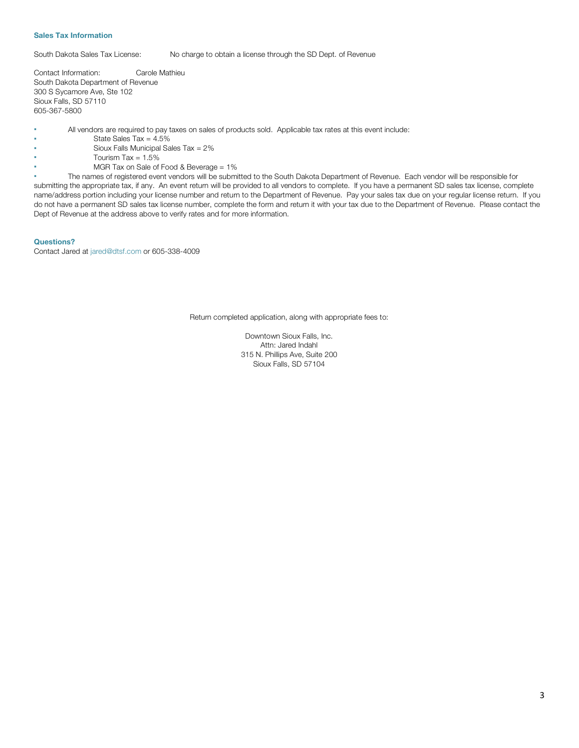### Sales Tax Information

South Dakota Sales Tax License: No charge to obtain a license through the SD Dept. of Revenue

Contact Information: Carole Mathieu
South Dakota Department of Revenue
300 S Sycamore Ave, Ste 102
Sioux Falls, SD 57110
605-367-5800

- All vendors are required to pay taxes on sales of products sold. Applicable tax rates at this event include:
  - State Sales Tax = 4.5%
  - Sioux Falls Municipal Sales Tax = 2%
  - Tourism Tax = 1.5%
  - MGR Tax on Sale of Food & Beverage = 1%
- The names of registered event vendors will be submitted to the South Dakota Department of Revenue. Each vendor will be responsible for submitting the appropriate tax, if any. An event return will be provided to all vendors to complete. If you have a permanent SD sales tax license, complete name/address portion including your license number and return to the Department of Revenue. Pay your sales tax due on your regular license return. If you do not have a permanent SD sales tax license number, complete the form and return it with your tax due to the Department of Revenue. Please contact the Dept of Revenue at the address above to verify rates and for more information.

### Questions?

Contact Jared at jared@dtsf.com or 605-338-4009

Return completed application, along with appropriate fees to:

Downtown Sioux Falls, Inc.
Attn: Jared Indahl
315 N. Phillips Ave, Suite 200
Sioux Falls, SD 57104